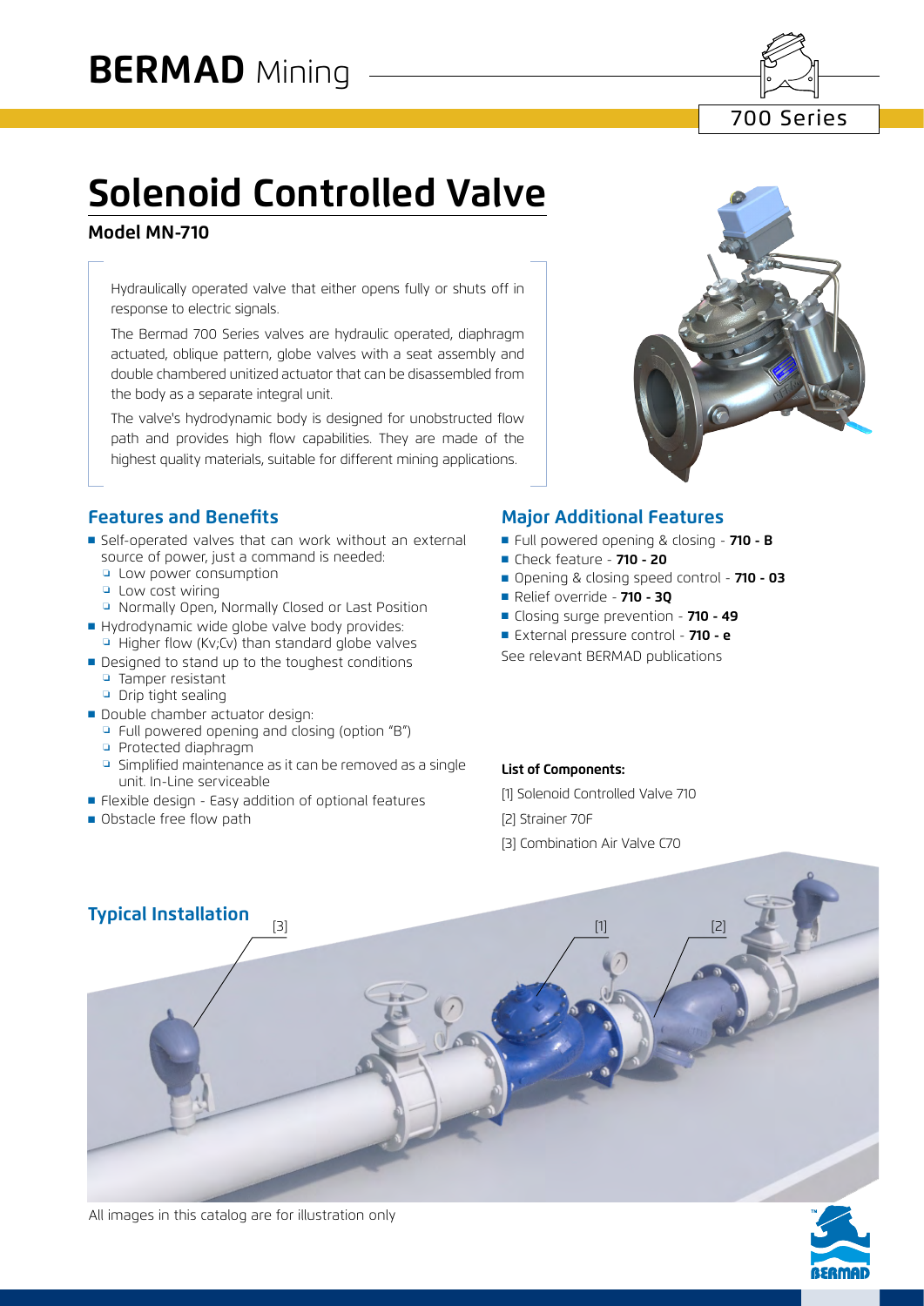# BERMAD Mining

700 Series

# Solenoid Controlled Valve

## Model MN-710

Hydraulically operated valve that either opens fully or shuts off in response to electric signals.

The Bermad 700 Series valves are hydraulic operated, diaphragm actuated, oblique pattern, globe valves with a seat assembly and double chambered unitized actuator that can be disassembled from the body as a separate integral unit.

The valve's hydrodynamic body is designed for unobstructed flow path and provides high flow capabilities. They are made of the highest quality materials, suitable for different mining applications.

## Features and Benefits

- Self-operated valves that can work without an external source of power, just a command is needed:
  - Low power consumption
  - Low cost wiring
  - Normally Open, Normally Closed or Last Position
- Hydrodynamic wide globe valve body provides:
  - Higher flow (Kv;Cv) than standard globe valves
- Designed to stand up to the toughest conditions
  - Tamper resistant
  - Drip tight sealing
- Double chamber actuator design:
  - Full powered opening and closing (option "B")
  - Protected diaphragm
  - Simplified maintenance as it can be removed as a single unit. In-Line serviceable
- Flexible design - Easy addition of optional features
- Obstacle free flow path

## Major Additional Features

- Full powered opening & closing - **710 - B**
- Check feature - **710 - 20**
- Opening & closing speed control - **710 - 03**
- Relief override - **710 - 3Q**
- Closing surge prevention - **710 - 49**
- External pressure control - **710 - e**

See relevant BERMAD publications

**List of Components:**

[1] Solenoid Controlled Valve 710

[2] Strainer 70F

[3] Combination Air Valve C70

## Typical Installation

[3] [1] [2]

All images in this catalog are for illustration only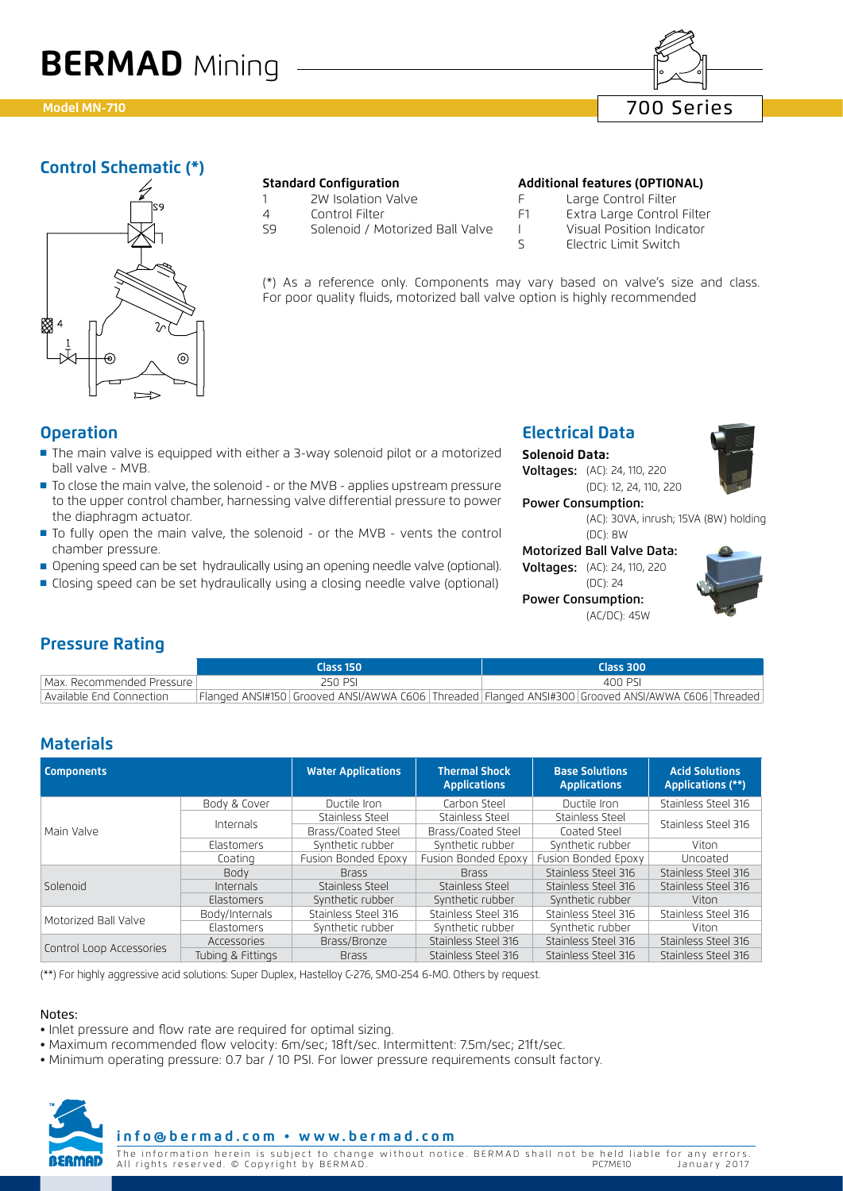# BERMAD Mining

**Model MN-710**

700 Series

## Control Schematic (*)

S9

4

1

**Standard Configuration**

| | |
|---|---|
| 1 | 2W Isolation Valve |
| 4 | Control Filter |
| S9 | Solenoid / Motorized Ball Valve |

**Additional features (OPTIONAL)**

| | |
|---|---|
| F | Large Control Filter |
| F1 | Extra Large Control Filter |
| I | Visual Position Indicator |
| S | Electric Limit Switch |

(*) As a reference only. Components may vary based on valve's size and class. For poor quality fluids, motorized ball valve option is highly recommended

## Operation

- The main valve is equipped with either a 3-way solenoid pilot or a motorized ball valve - MVB.
- To close the main valve, the solenoid - or the MVB - applies upstream pressure to the upper control chamber, harnessing valve differential pressure to power the diaphragm actuator.
- To fully open the main valve, the solenoid - or the MVB - vents the control chamber pressure.
- Opening speed can be set hydraulically using an opening needle valve (optional).
- Closing speed can be set hydraulically using a closing needle valve (optional)

## Electrical Data

**Solenoid Data:**

**Voltages:** (AC): 24, 110, 220
(DC): 12, 24, 110, 220

**Power Consumption:**
(AC): 30VA, inrush; 15VA (8W) holding
(DC): 8W

**Motorized Ball Valve Data:**

**Voltages:** (AC): 24, 110, 220
(DC): 24

**Power Consumption:**
(AC/DC): 45W

## Pressure Rating

| | Class 150 | | | Class 300 | | |
|---|---|---|---|---|---|---|
| Max. Recommended Pressure | 250 PSI | | | 400 PSI | | |
| Available End Connection | Flanged ANSI#150 | Grooved ANSI/AWWA C606 | Threaded | Flanged ANSI#300 | Grooved ANSI/AWWA C606 | Threaded |

## Materials

| Components | | Water Applications | Thermal Shock Applications | Base Solutions Applications | Acid Solutions Applications (**) |
|---|---|---|---|---|---|
| Main Valve | Body & Cover | Ductile Iron | Carbon Steel | Ductile Iron | Stainless Steel 316 |
| | Internals | Stainless Steel | Stainless Steel | Stainless Steel | Stainless Steel 316 |
| | | Brass/Coated Steel | Brass/Coated Steel | Coated Steel | |
| | Elastomers | Synthetic rubber | Synthetic rubber | Synthetic rubber | Viton |
| | Coating | Fusion Bonded Epoxy | Fusion Bonded Epoxy | Fusion Bonded Epoxy | Uncoated |
| Solenoid | Body | Brass | Brass | Stainless Steel 316 | Stainless Steel 316 |
| | Internals | Stainless Steel | Stainless Steel | Stainless Steel 316 | Stainless Steel 316 |
| | Elastomers | Synthetic rubber | Synthetic rubber | Synthetic rubber | Viton |
| Motorized Ball Valve | Body/Internals | Stainless Steel 316 | Stainless Steel 316 | Stainless Steel 316 | Stainless Steel 316 |
| | Elastomers | Synthetic rubber | Synthetic rubber | Synthetic rubber | Viton |
| Control Loop Accessories | Accessories | Brass/Bronze | Stainless Steel 316 | Stainless Steel 316 | Stainless Steel 316 |
| | Tubing & Fittings | Brass | Stainless Steel 316 | Stainless Steel 316 | Stainless Steel 316 |

(**) For highly aggressive acid solutions: Super Duplex, Hastelloy C-276, SMO-254 6-MO. Others by request.

Notes:

- Inlet pressure and flow rate are required for optimal sizing.
- Maximum recommended flow velocity: 6m/sec; 18ft/sec. Intermittent: 7.5m/sec; 21ft/sec.
- Minimum operating pressure: 0.7 bar / 10 PSI. For lower pressure requirements consult factory.

info@bermad.com • www.bermad.com

The information herein is subject to change without notice. BERMAD shall not be held liable for any errors. All rights reserved. © Copyright by BERMAD. PC7ME10 January 2017